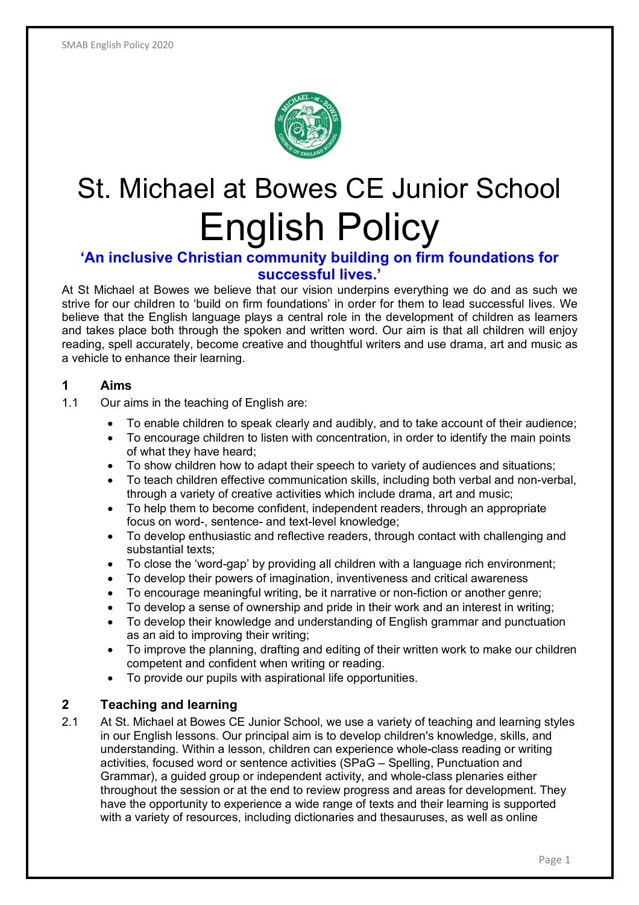# St. Michael at Bowes CE Junior School

# English Policy

**'An inclusive Christian community building on firm foundations for successful lives.'**

At St Michael at Bowes we believe that our vision underpins everything we do and as such we strive for our children to 'build on firm foundations' in order for them to lead successful lives. We believe that the English language plays a central role in the development of children as learners and takes place both through the spoken and written word. Our aim is that all children will enjoy reading, spell accurately, become creative and thoughtful writers and use drama, art and music as a vehicle to enhance their learning.

## 1 Aims

1.1 Our aims in the teaching of English are:

- To enable children to speak clearly and audibly, and to take account of their audience;
- To encourage children to listen with concentration, in order to identify the main points of what they have heard;
- To show children how to adapt their speech to variety of audiences and situations;
- To teach children effective communication skills, including both verbal and non-verbal, through a variety of creative activities which include drama, art and music;
- To help them to become confident, independent readers, through an appropriate focus on word-, sentence- and text-level knowledge;
- To develop enthusiastic and reflective readers, through contact with challenging and substantial texts;
- To close the 'word-gap' by providing all children with a language rich environment;
- To develop their powers of imagination, inventiveness and critical awareness
- To encourage meaningful writing, be it narrative or non-fiction or another genre;
- To develop a sense of ownership and pride in their work and an interest in writing;
- To develop their knowledge and understanding of English grammar and punctuation as an aid to improving their writing;
- To improve the planning, drafting and editing of their written work to make our children competent and confident when writing or reading.
- To provide our pupils with aspirational life opportunities.

## 2 Teaching and learning

2.1 At St. Michael at Bowes CE Junior School, we use a variety of teaching and learning styles in our English lessons. Our principal aim is to develop children's knowledge, skills, and understanding. Within a lesson, children can experience whole-class reading or writing activities, focused word or sentence activities (SPaG – Spelling, Punctuation and Grammar), a guided group or independent activity, and whole-class plenaries either throughout the session or at the end to review progress and areas for development. They have the opportunity to experience a wide range of texts and their learning is supported with a variety of resources, including dictionaries and thesauruses, as well as online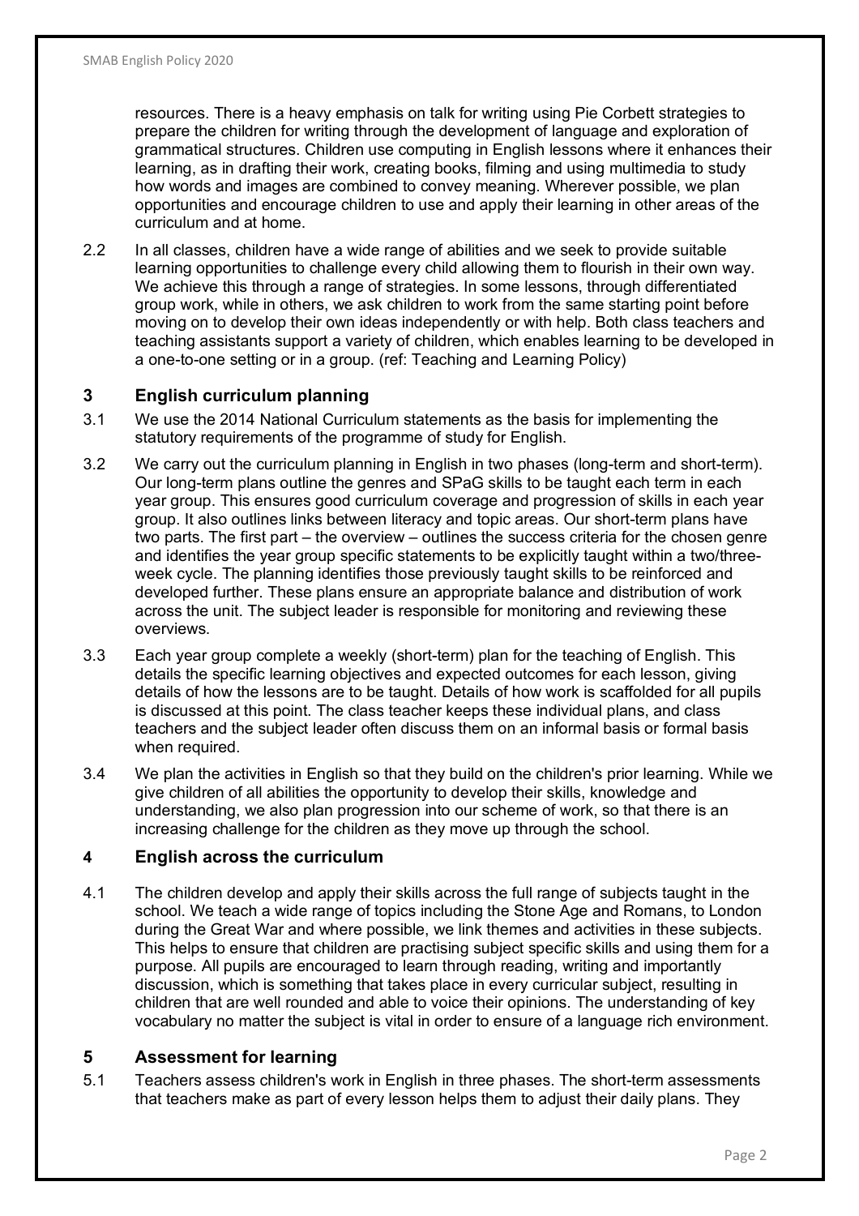resources. There is a heavy emphasis on talk for writing using Pie Corbett strategies to prepare the children for writing through the development of language and exploration of grammatical structures. Children use computing in English lessons where it enhances their learning, as in drafting their work, creating books, filming and using multimedia to study how words and images are combined to convey meaning. Wherever possible, we plan opportunities and encourage children to use and apply their learning in other areas of the curriculum and at home.

2.2 In all classes, children have a wide range of abilities and we seek to provide suitable learning opportunities to challenge every child allowing them to flourish in their own way. We achieve this through a range of strategies. In some lessons, through differentiated group work, while in others, we ask children to work from the same starting point before moving on to develop their own ideas independently or with help. Both class teachers and teaching assistants support a variety of children, which enables learning to be developed in a one-to-one setting or in a group. (ref: Teaching and Learning Policy)

## 3 English curriculum planning

3.1 We use the 2014 National Curriculum statements as the basis for implementing the statutory requirements of the programme of study for English.

3.2 We carry out the curriculum planning in English in two phases (long-term and short-term). Our long-term plans outline the genres and SPaG skills to be taught each term in each year group. This ensures good curriculum coverage and progression of skills in each year group. It also outlines links between literacy and topic areas. Our short-term plans have two parts. The first part – the overview – outlines the success criteria for the chosen genre and identifies the year group specific statements to be explicitly taught within a two/three-week cycle. The planning identifies those previously taught skills to be reinforced and developed further. These plans ensure an appropriate balance and distribution of work across the unit. The subject leader is responsible for monitoring and reviewing these overviews.

3.3 Each year group complete a weekly (short-term) plan for the teaching of English. This details the specific learning objectives and expected outcomes for each lesson, giving details of how the lessons are to be taught. Details of how work is scaffolded for all pupils is discussed at this point. The class teacher keeps these individual plans, and class teachers and the subject leader often discuss them on an informal basis or formal basis when required.

3.4 We plan the activities in English so that they build on the children's prior learning. While we give children of all abilities the opportunity to develop their skills, knowledge and understanding, we also plan progression into our scheme of work, so that there is an increasing challenge for the children as they move up through the school.

## 4 English across the curriculum

4.1 The children develop and apply their skills across the full range of subjects taught in the school. We teach a wide range of topics including the Stone Age and Romans, to London during the Great War and where possible, we link themes and activities in these subjects. This helps to ensure that children are practising subject specific skills and using them for a purpose. All pupils are encouraged to learn through reading, writing and importantly discussion, which is something that takes place in every curricular subject, resulting in children that are well rounded and able to voice their opinions. The understanding of key vocabulary no matter the subject is vital in order to ensure of a language rich environment.

## 5 Assessment for learning

5.1 Teachers assess children's work in English in three phases. The short-term assessments that teachers make as part of every lesson helps them to adjust their daily plans. They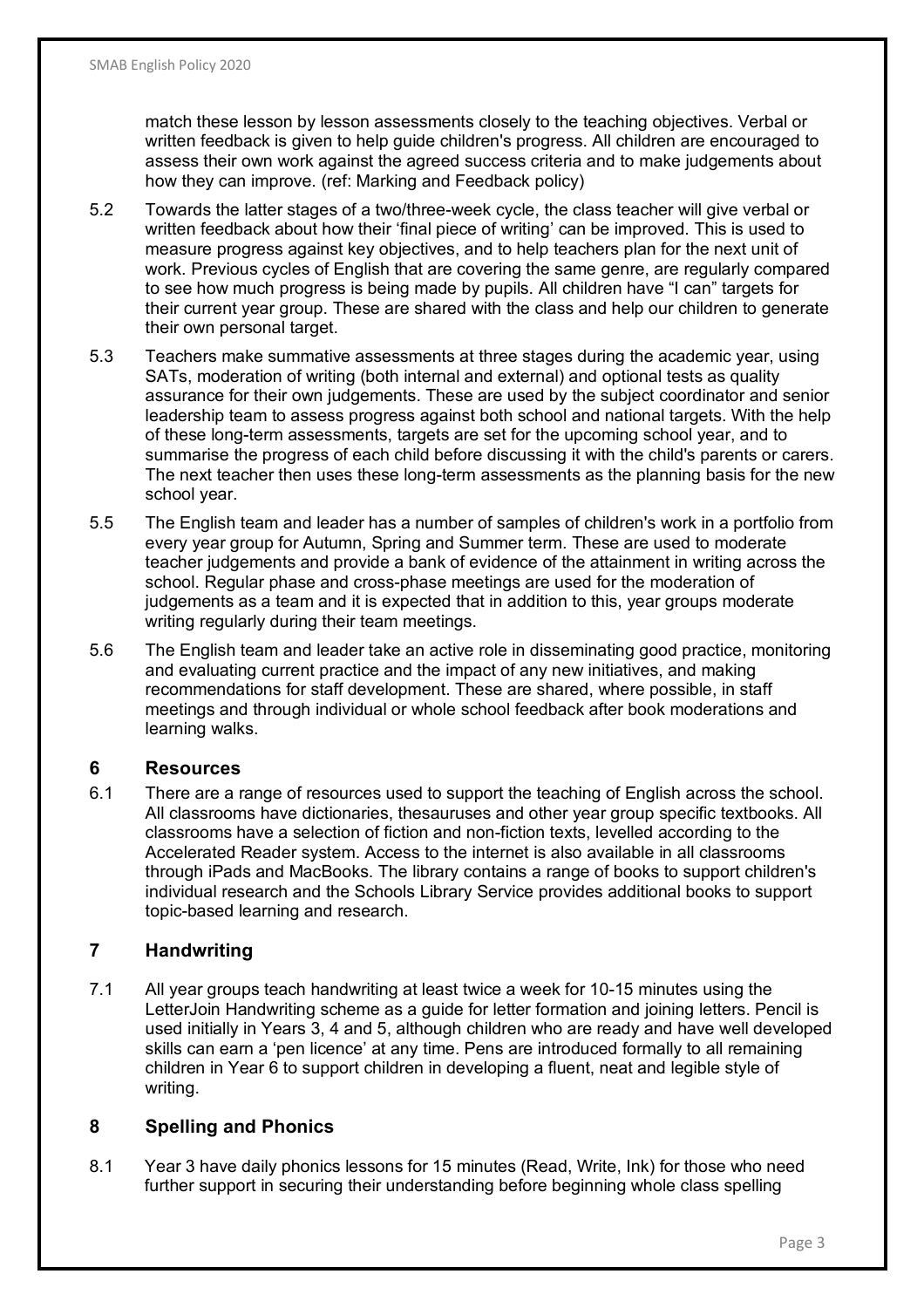match these lesson by lesson assessments closely to the teaching objectives. Verbal or written feedback is given to help guide children's progress. All children are encouraged to assess their own work against the agreed success criteria and to make judgements about how they can improve. (ref: Marking and Feedback policy)

5.2 Towards the latter stages of a two/three-week cycle, the class teacher will give verbal or written feedback about how their 'final piece of writing' can be improved. This is used to measure progress against key objectives, and to help teachers plan for the next unit of work. Previous cycles of English that are covering the same genre, are regularly compared to see how much progress is being made by pupils. All children have "I can" targets for their current year group. These are shared with the class and help our children to generate their own personal target.

5.3 Teachers make summative assessments at three stages during the academic year, using SATs, moderation of writing (both internal and external) and optional tests as quality assurance for their own judgements. These are used by the subject coordinator and senior leadership team to assess progress against both school and national targets. With the help of these long-term assessments, targets are set for the upcoming school year, and to summarise the progress of each child before discussing it with the child's parents or carers. The next teacher then uses these long-term assessments as the planning basis for the new school year.

5.5 The English team and leader has a number of samples of children's work in a portfolio from every year group for Autumn, Spring and Summer term. These are used to moderate teacher judgements and provide a bank of evidence of the attainment in writing across the school. Regular phase and cross-phase meetings are used for the moderation of judgements as a team and it is expected that in addition to this, year groups moderate writing regularly during their team meetings.

5.6 The English team and leader take an active role in disseminating good practice, monitoring and evaluating current practice and the impact of any new initiatives, and making recommendations for staff development. These are shared, where possible, in staff meetings and through individual or whole school feedback after book moderations and learning walks.

## 6 Resources

6.1 There are a range of resources used to support the teaching of English across the school. All classrooms have dictionaries, thesauruses and other year group specific textbooks. All classrooms have a selection of fiction and non-fiction texts, levelled according to the Accelerated Reader system. Access to the internet is also available in all classrooms through iPads and MacBooks. The library contains a range of books to support children's individual research and the Schools Library Service provides additional books to support topic-based learning and research.

## 7 Handwriting

7.1 All year groups teach handwriting at least twice a week for 10-15 minutes using the LetterJoin Handwriting scheme as a guide for letter formation and joining letters. Pencil is used initially in Years 3, 4 and 5, although children who are ready and have well developed skills can earn a 'pen licence' at any time. Pens are introduced formally to all remaining children in Year 6 to support children in developing a fluent, neat and legible style of writing.

## 8 Spelling and Phonics

8.1 Year 3 have daily phonics lessons for 15 minutes (Read, Write, Ink) for those who need further support in securing their understanding before beginning whole class spelling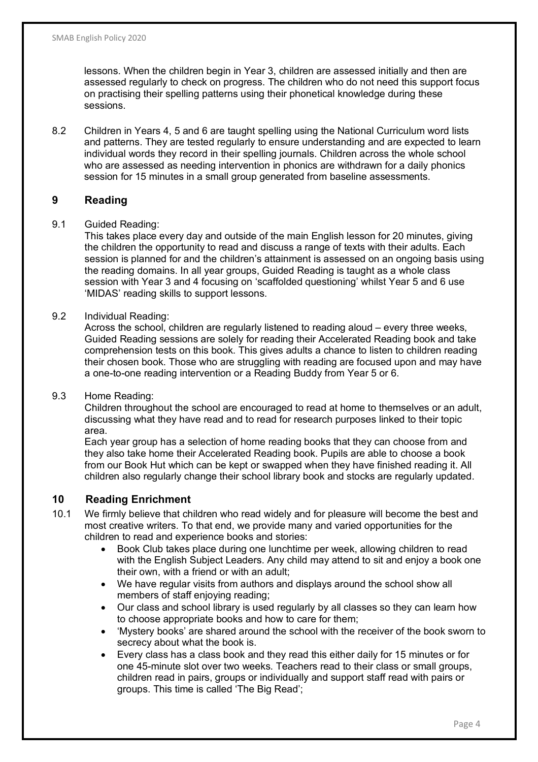lessons. When the children begin in Year 3, children are assessed initially and then are assessed regularly to check on progress. The children who do not need this support focus on practising their spelling patterns using their phonetical knowledge during these sessions.

8.2 Children in Years 4, 5 and 6 are taught spelling using the National Curriculum word lists and patterns. They are tested regularly to ensure understanding and are expected to learn individual words they record in their spelling journals. Children across the whole school who are assessed as needing intervention in phonics are withdrawn for a daily phonics session for 15 minutes in a small group generated from baseline assessments.

## 9 Reading

9.1 Guided Reading:
This takes place every day and outside of the main English lesson for 20 minutes, giving the children the opportunity to read and discuss a range of texts with their adults. Each session is planned for and the children's attainment is assessed on an ongoing basis using the reading domains. In all year groups, Guided Reading is taught as a whole class session with Year 3 and 4 focusing on 'scaffolded questioning' whilst Year 5 and 6 use 'MIDAS' reading skills to support lessons.

9.2 Individual Reading:
Across the school, children are regularly listened to reading aloud – every three weeks, Guided Reading sessions are solely for reading their Accelerated Reading book and take comprehension tests on this book. This gives adults a chance to listen to children reading their chosen book. Those who are struggling with reading are focused upon and may have a one-to-one reading intervention or a Reading Buddy from Year 5 or 6.

9.3 Home Reading:
Children throughout the school are encouraged to read at home to themselves or an adult, discussing what they have read and to read for research purposes linked to their topic area.
Each year group has a selection of home reading books that they can choose from and they also take home their Accelerated Reading book. Pupils are able to choose a book from our Book Hut which can be kept or swapped when they have finished reading it. All children also regularly change their school library book and stocks are regularly updated.

## 10 Reading Enrichment

10.1 We firmly believe that children who read widely and for pleasure will become the best and most creative writers. To that end, we provide many and varied opportunities for the children to read and experience books and stories:

- Book Club takes place during one lunchtime per week, allowing children to read with the English Subject Leaders. Any child may attend to sit and enjoy a book one their own, with a friend or with an adult;
- We have regular visits from authors and displays around the school show all members of staff enjoying reading;
- Our class and school library is used regularly by all classes so they can learn how to choose appropriate books and how to care for them;
- 'Mystery books' are shared around the school with the receiver of the book sworn to secrecy about what the book is.
- Every class has a class book and they read this either daily for 15 minutes or for one 45-minute slot over two weeks. Teachers read to their class or small groups, children read in pairs, groups or individually and support staff read with pairs or groups. This time is called 'The Big Read';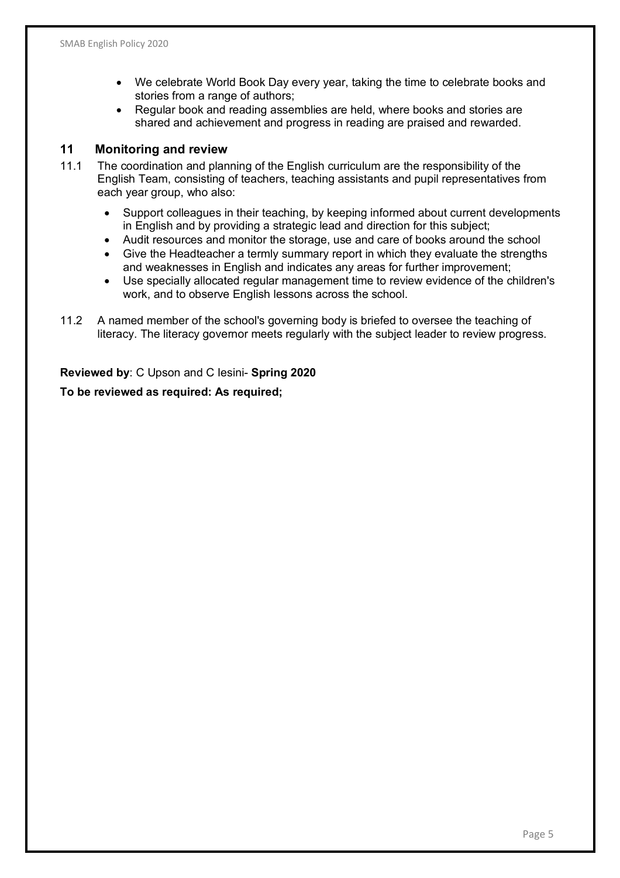- We celebrate World Book Day every year, taking the time to celebrate books and stories from a range of authors;
- Regular book and reading assemblies are held, where books and stories are shared and achievement and progress in reading are praised and rewarded.

## 11 Monitoring and review

11.1 The coordination and planning of the English curriculum are the responsibility of the English Team, consisting of teachers, teaching assistants and pupil representatives from each year group, who also:

- Support colleagues in their teaching, by keeping informed about current developments in English and by providing a strategic lead and direction for this subject;
- Audit resources and monitor the storage, use and care of books around the school
- Give the Headteacher a termly summary report in which they evaluate the strengths and weaknesses in English and indicates any areas for further improvement;
- Use specially allocated regular management time to review evidence of the children's work, and to observe English lessons across the school.

11.2 A named member of the school's governing body is briefed to oversee the teaching of literacy. The literacy governor meets regularly with the subject leader to review progress.

**Reviewed by**: C Upson and C Iesini- **Spring 2020**

**To be reviewed as required: As required;**